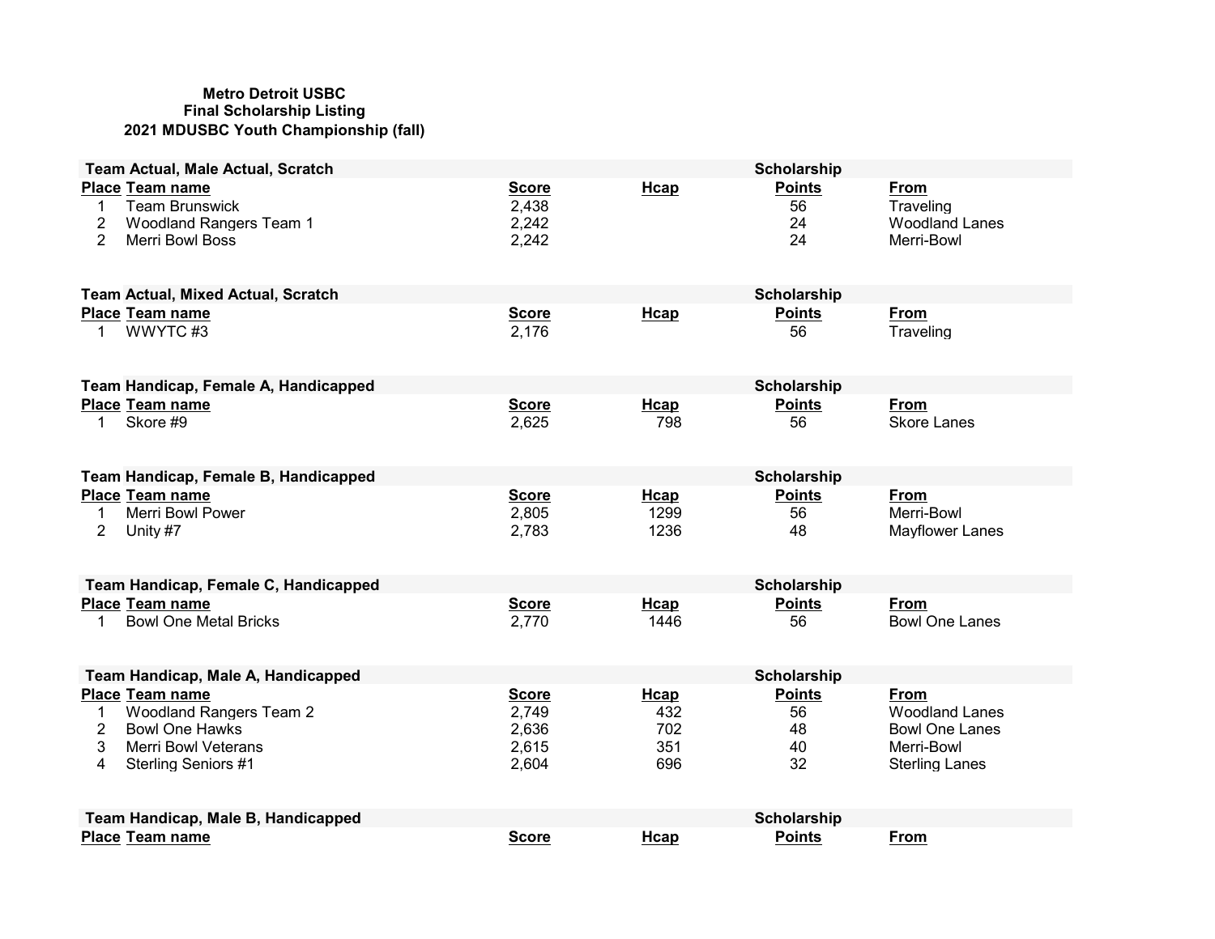**Metro Detroit USBC**
**Final Scholarship Listing**
**2021 MDUSBC Youth Championship (fall)**

**Team Actual, Male Actual, Scratch**

| Place | Team name | Score | Hcap | Scholarship Points | From |
|---|---|---|---|---|---|
| 1 | Team Brunswick | 2,438 | | 56 | Traveling |
| 2 | Woodland Rangers Team 1 | 2,242 | | 24 | Woodland Lanes |
| 2 | Merri Bowl Boss | 2,242 | | 24 | Merri-Bowl |

**Team Actual, Mixed Actual, Scratch**

| Place | Team name | Score | Hcap | Scholarship Points | From |
|---|---|---|---|---|---|
| 1 | WWYTC #3 | 2,176 | | 56 | Traveling |

**Team Handicap, Female A, Handicapped**

| Place | Team name | Score | Hcap | Scholarship Points | From |
|---|---|---|---|---|---|
| 1 | Skore #9 | 2,625 | 798 | 56 | Skore Lanes |

**Team Handicap, Female B, Handicapped**

| Place | Team name | Score | Hcap | Scholarship Points | From |
|---|---|---|---|---|---|
| 1 | Merri Bowl Power | 2,805 | 1299 | 56 | Merri-Bowl |
| 2 | Unity #7 | 2,783 | 1236 | 48 | Mayflower Lanes |

**Team Handicap, Female C, Handicapped**

| Place | Team name | Score | Hcap | Scholarship Points | From |
|---|---|---|---|---|---|
| 1 | Bowl One Metal Bricks | 2,770 | 1446 | 56 | Bowl One Lanes |

**Team Handicap, Male A, Handicapped**

| Place | Team name | Score | Hcap | Scholarship Points | From |
|---|---|---|---|---|---|
| 1 | Woodland Rangers Team 2 | 2,749 | 432 | 56 | Woodland Lanes |
| 2 | Bowl One Hawks | 2,636 | 702 | 48 | Bowl One Lanes |
| 3 | Merri Bowl Veterans | 2,615 | 351 | 40 | Merri-Bowl |
| 4 | Sterling Seniors #1 | 2,604 | 696 | 32 | Sterling Lanes |

**Team Handicap, Male B, Handicapped**

| Place | Team name | Score | Hcap | Scholarship Points | From |
|---|---|---|---|---|---|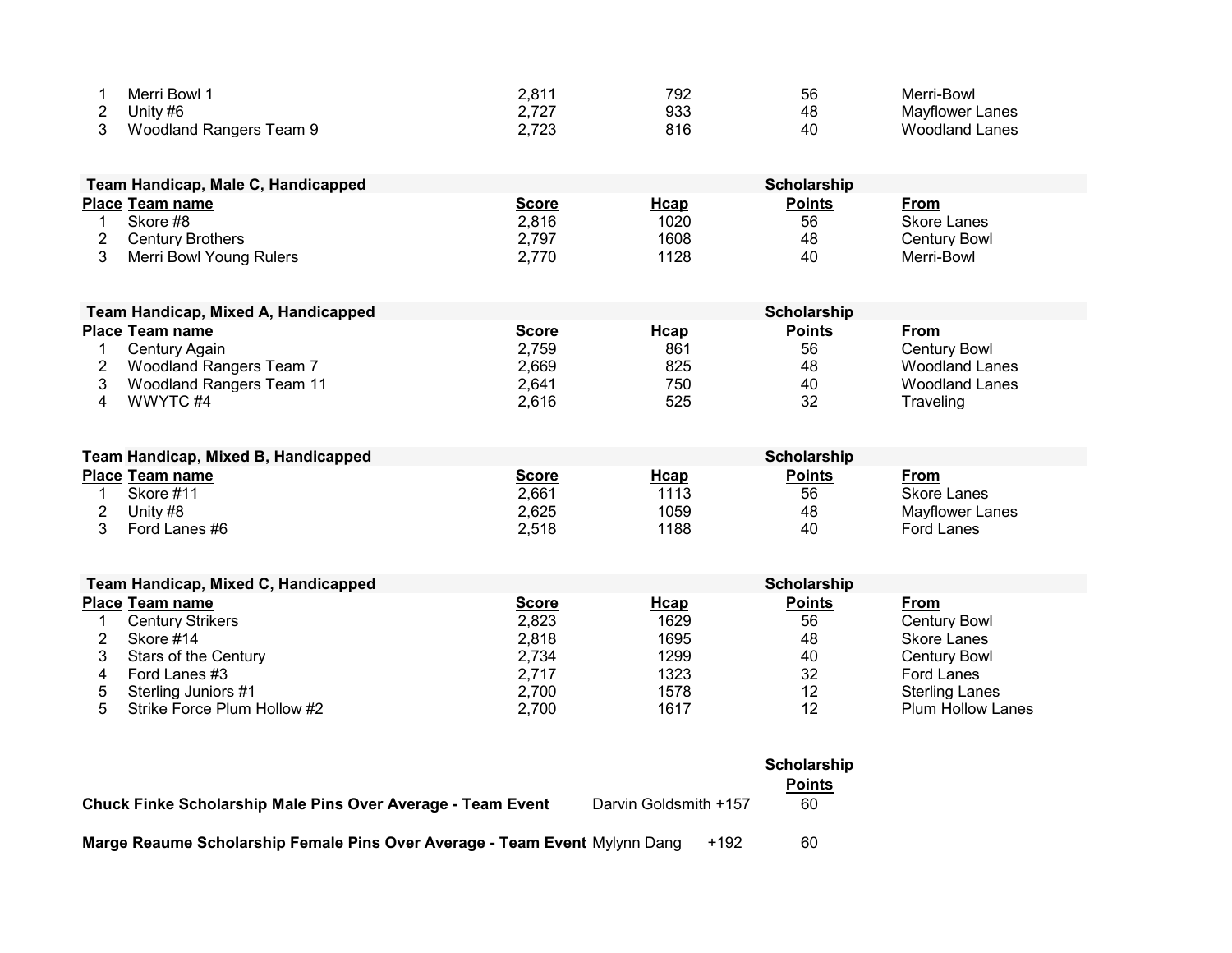| | | | | | |
|---|---|---|---|---|---|
| 1 | Merri Bowl 1 | 2,811 | 792 | 56 | Merri-Bowl |
| 2 | Unity #6 | 2,727 | 933 | 48 | Mayflower Lanes |
| 3 | Woodland Rangers Team 9 | 2,723 | 816 | 40 | Woodland Lanes |

**Team Handicap, Male C, Handicapped**

| Place | Team name | Score | Hcap | Scholarship Points | From |
|---|---|---|---|---|---|
| 1 | Skore #8 | 2,816 | 1020 | 56 | Skore Lanes |
| 2 | Century Brothers | 2,797 | 1608 | 48 | Century Bowl |
| 3 | Merri Bowl Young Rulers | 2,770 | 1128 | 40 | Merri-Bowl |

**Team Handicap, Mixed A, Handicapped**

| Place | Team name | Score | Hcap | Scholarship Points | From |
|---|---|---|---|---|---|
| 1 | Century Again | 2,759 | 861 | 56 | Century Bowl |
| 2 | Woodland Rangers Team 7 | 2,669 | 825 | 48 | Woodland Lanes |
| 3 | Woodland Rangers Team 11 | 2,641 | 750 | 40 | Woodland Lanes |
| 4 | WWYTC #4 | 2,616 | 525 | 32 | Traveling |

**Team Handicap, Mixed B, Handicapped**

| Place | Team name | Score | Hcap | Scholarship Points | From |
|---|---|---|---|---|---|
| 1 | Skore #11 | 2,661 | 1113 | 56 | Skore Lanes |
| 2 | Unity #8 | 2,625 | 1059 | 48 | Mayflower Lanes |
| 3 | Ford Lanes #6 | 2,518 | 1188 | 40 | Ford Lanes |

**Team Handicap, Mixed C, Handicapped**

| Place | Team name | Score | Hcap | Scholarship Points | From |
|---|---|---|---|---|---|
| 1 | Century Strikers | 2,823 | 1629 | 56 | Century Bowl |
| 2 | Skore #14 | 2,818 | 1695 | 48 | Skore Lanes |
| 3 | Stars of the Century | 2,734 | 1299 | 40 | Century Bowl |
| 4 | Ford Lanes #3 | 2,717 | 1323 | 32 | Ford Lanes |
| 5 | Sterling Juniors #1 | 2,700 | 1578 | 12 | Sterling Lanes |
| 5 | Strike Force Plum Hollow #2 | 2,700 | 1617 | 12 | Plum Hollow Lanes |

| Event | Bowler | Scholarship Points |
|---|---|---|
| **Chuck Finke Scholarship Male Pins Over Average - Team Event** | Darvin Goldsmith +157 | 60 |
| **Marge Reaume Scholarship Female Pins Over Average - Team Event** | Mylynn Dang +192 | 60 |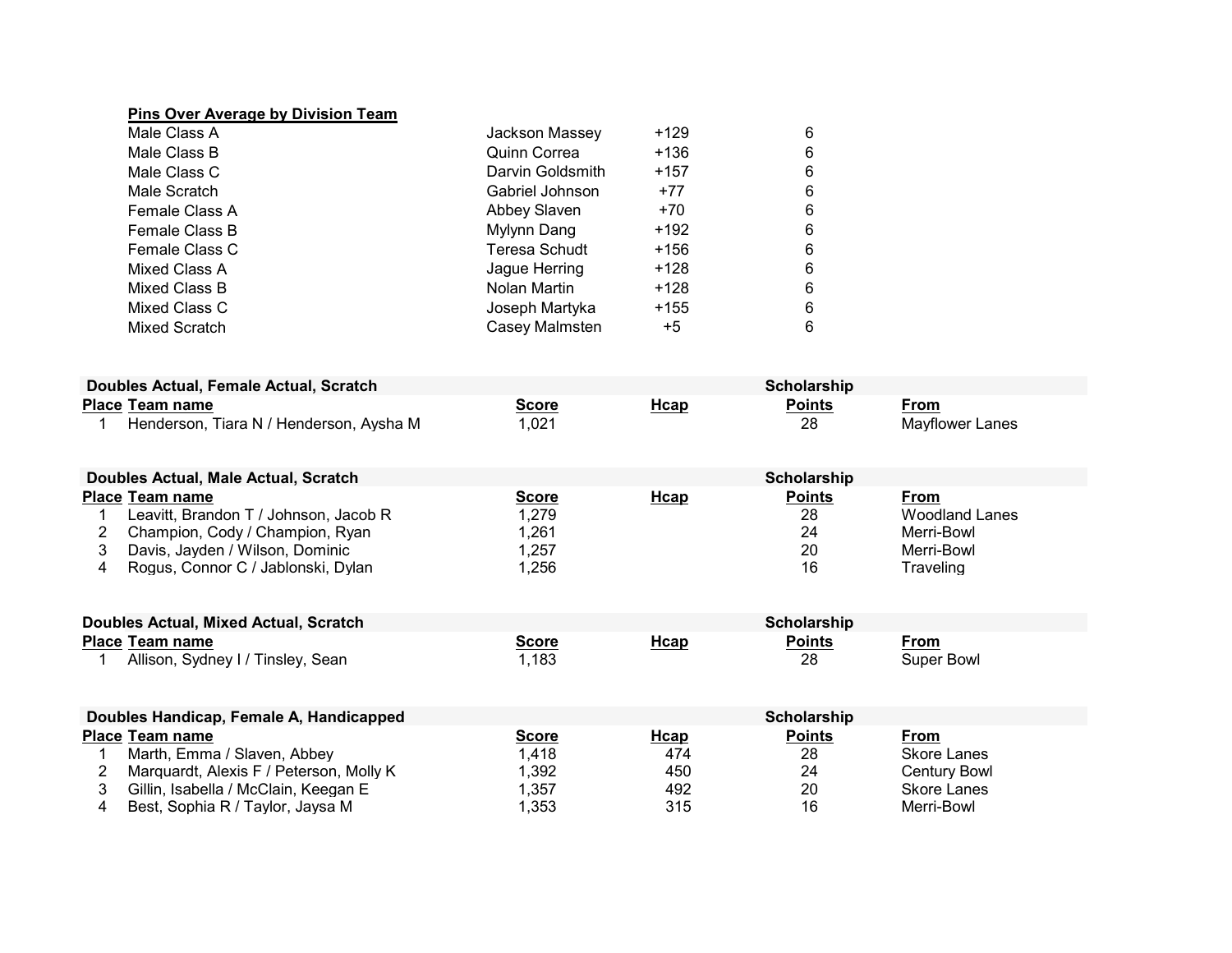**Pins Over Average by Division Team**

| | | | |
|---|---|---|---|
| Male Class A | Jackson Massey | +129 | 6 |
| Male Class B | Quinn Correa | +136 | 6 |
| Male Class C | Darvin Goldsmith | +157 | 6 |
| Male Scratch | Gabriel Johnson | +77 | 6 |
| Female Class A | Abbey Slaven | +70 | 6 |
| Female Class B | Mylynn Dang | +192 | 6 |
| Female Class C | Teresa Schudt | +156 | 6 |
| Mixed Class A | Jague Herring | +128 | 6 |
| Mixed Class B | Nolan Martin | +128 | 6 |
| Mixed Class C | Joseph Martyka | +155 | 6 |
| Mixed Scratch | Casey Malmsten | +5 | 6 |

**Doubles Actual, Female Actual, Scratch**

| Place | Team name | Score | Hcap | Scholarship Points | From |
|---|---|---|---|---|---|
| 1 | Henderson, Tiara N / Henderson, Aysha M | 1,021 | | 28 | Mayflower Lanes |

**Doubles Actual, Male Actual, Scratch**

| Place | Team name | Score | Hcap | Scholarship Points | From |
|---|---|---|---|---|---|
| 1 | Leavitt, Brandon T / Johnson, Jacob R | 1,279 | | 28 | Woodland Lanes |
| 2 | Champion, Cody / Champion, Ryan | 1,261 | | 24 | Merri-Bowl |
| 3 | Davis, Jayden / Wilson, Dominic | 1,257 | | 20 | Merri-Bowl |
| 4 | Rogus, Connor C / Jablonski, Dylan | 1,256 | | 16 | Traveling |

**Doubles Actual, Mixed Actual, Scratch**

| Place | Team name | Score | Hcap | Scholarship Points | From |
|---|---|---|---|---|---|
| 1 | Allison, Sydney I / Tinsley, Sean | 1,183 | | 28 | Super Bowl |

**Doubles Handicap, Female A, Handicapped**

| Place | Team name | Score | Hcap | Scholarship Points | From |
|---|---|---|---|---|---|
| 1 | Marth, Emma / Slaven, Abbey | 1,418 | 474 | 28 | Skore Lanes |
| 2 | Marquardt, Alexis F / Peterson, Molly K | 1,392 | 450 | 24 | Century Bowl |
| 3 | Gillin, Isabella / McClain, Keegan E | 1,357 | 492 | 20 | Skore Lanes |
| 4 | Best, Sophia R / Taylor, Jaysa M | 1,353 | 315 | 16 | Merri-Bowl |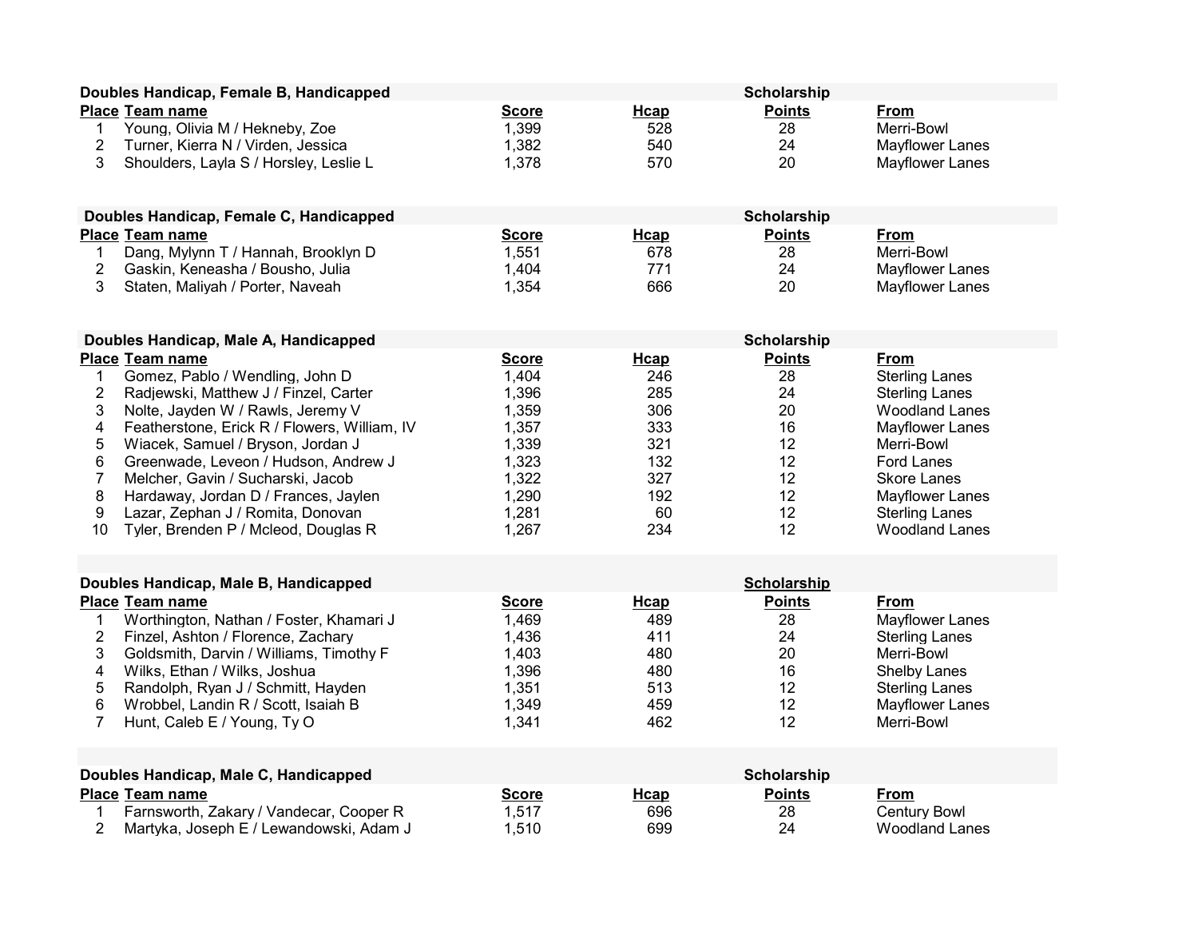## Doubles Handicap, Female B, Handicapped

| Place | Team name | Score | Hcap | Scholarship Points | From |
|---|---|---|---|---|---|
| 1 | Young, Olivia M / Hekneby, Zoe | 1,399 | 528 | 28 | Merri-Bowl |
| 2 | Turner, Kierra N / Virden, Jessica | 1,382 | 540 | 24 | Mayflower Lanes |
| 3 | Shoulders, Layla S / Horsley, Leslie L | 1,378 | 570 | 20 | Mayflower Lanes |

## Doubles Handicap, Female C, Handicapped

| Place | Team name | Score | Hcap | Scholarship Points | From |
|---|---|---|---|---|---|
| 1 | Dang, Mylynn T / Hannah, Brooklyn D | 1,551 | 678 | 28 | Merri-Bowl |
| 2 | Gaskin, Keneasha / Bousho, Julia | 1,404 | 771 | 24 | Mayflower Lanes |
| 3 | Staten, Maliyah / Porter, Naveah | 1,354 | 666 | 20 | Mayflower Lanes |

## Doubles Handicap, Male A, Handicapped

| Place | Team name | Score | Hcap | Scholarship Points | From |
|---|---|---|---|---|---|
| 1 | Gomez, Pablo / Wendling, John D | 1,404 | 246 | 28 | Sterling Lanes |
| 2 | Radjewski, Matthew J / Finzel, Carter | 1,396 | 285 | 24 | Sterling Lanes |
| 3 | Nolte, Jayden W / Rawls, Jeremy V | 1,359 | 306 | 20 | Woodland Lanes |
| 4 | Featherstone, Erick R / Flowers, William, IV | 1,357 | 333 | 16 | Mayflower Lanes |
| 5 | Wiacek, Samuel / Bryson, Jordan J | 1,339 | 321 | 12 | Merri-Bowl |
| 6 | Greenwade, Leveon / Hudson, Andrew J | 1,323 | 132 | 12 | Ford Lanes |
| 7 | Melcher, Gavin / Sucharski, Jacob | 1,322 | 327 | 12 | Skore Lanes |
| 8 | Hardaway, Jordan D / Frances, Jaylen | 1,290 | 192 | 12 | Mayflower Lanes |
| 9 | Lazar, Zephan J / Romita, Donovan | 1,281 | 60 | 12 | Sterling Lanes |
| 10 | Tyler, Brenden P / Mcleod, Douglas R | 1,267 | 234 | 12 | Woodland Lanes |

## Doubles Handicap, Male B, Handicapped

| Place | Team name | Score | Hcap | Scholarship Points | From |
|---|---|---|---|---|---|
| 1 | Worthington, Nathan / Foster, Khamari J | 1,469 | 489 | 28 | Mayflower Lanes |
| 2 | Finzel, Ashton / Florence, Zachary | 1,436 | 411 | 24 | Sterling Lanes |
| 3 | Goldsmith, Darvin / Williams, Timothy F | 1,403 | 480 | 20 | Merri-Bowl |
| 4 | Wilks, Ethan / Wilks, Joshua | 1,396 | 480 | 16 | Shelby Lanes |
| 5 | Randolph, Ryan J / Schmitt, Hayden | 1,351 | 513 | 12 | Sterling Lanes |
| 6 | Wrobbel, Landin R / Scott, Isaiah B | 1,349 | 459 | 12 | Mayflower Lanes |
| 7 | Hunt, Caleb E / Young, Ty O | 1,341 | 462 | 12 | Merri-Bowl |

## Doubles Handicap, Male C, Handicapped

| Place | Team name | Score | Hcap | Scholarship Points | From |
|---|---|---|---|---|---|
| 1 | Farnsworth, Zakary / Vandecar, Cooper R | 1,517 | 696 | 28 | Century Bowl |
| 2 | Martyka, Joseph E / Lewandowski, Adam J | 1,510 | 699 | 24 | Woodland Lanes |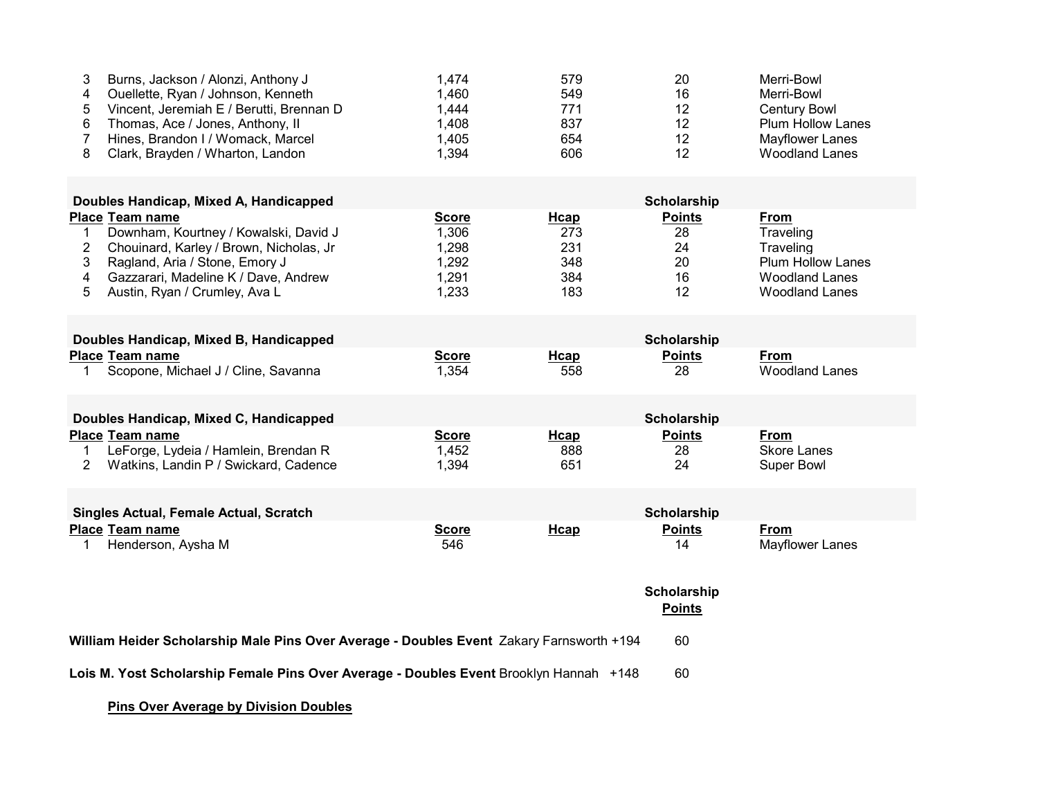| Place | Team name | Score | Hcap | Scholarship Points | From |
|---|---|---|---|---|---|
| 3 | Burns, Jackson / Alonzi, Anthony J | 1,474 | 579 | 20 | Merri-Bowl |
| 4 | Ouellette, Ryan / Johnson, Kenneth | 1,460 | 549 | 16 | Merri-Bowl |
| 5 | Vincent, Jeremiah E / Berutti, Brennan D | 1,444 | 771 | 12 | Century Bowl |
| 6 | Thomas, Ace / Jones, Anthony, II | 1,408 | 837 | 12 | Plum Hollow Lanes |
| 7 | Hines, Brandon I / Womack, Marcel | 1,405 | 654 | 12 | Mayflower Lanes |
| 8 | Clark, Brayden / Wharton, Landon | 1,394 | 606 | 12 | Woodland Lanes |

**Doubles Handicap, Mixed A, Handicapped**

| Place | Team name | Score | Hcap | Scholarship Points | From |
|---|---|---|---|---|---|
| 1 | Downham, Kourtney / Kowalski, David J | 1,306 | 273 | 28 | Traveling |
| 2 | Chouinard, Karley / Brown, Nicholas, Jr | 1,298 | 231 | 24 | Traveling |
| 3 | Ragland, Aria / Stone, Emory J | 1,292 | 348 | 20 | Plum Hollow Lanes |
| 4 | Gazzarari, Madeline K / Dave, Andrew | 1,291 | 384 | 16 | Woodland Lanes |
| 5 | Austin, Ryan / Crumley, Ava L | 1,233 | 183 | 12 | Woodland Lanes |

**Doubles Handicap, Mixed B, Handicapped**

| Place | Team name | Score | Hcap | Scholarship Points | From |
|---|---|---|---|---|---|
| 1 | Scopone, Michael J / Cline, Savanna | 1,354 | 558 | 28 | Woodland Lanes |

**Doubles Handicap, Mixed C, Handicapped**

| Place | Team name | Score | Hcap | Scholarship Points | From |
|---|---|---|---|---|---|
| 1 | LeForge, Lydeia / Hamlein, Brendan R | 1,452 | 888 | 28 | Skore Lanes |
| 2 | Watkins, Landin P / Swickard, Cadence | 1,394 | 651 | 24 | Super Bowl |

**Singles Actual, Female Actual, Scratch**

| Place | Team name | Score | Hcap | Scholarship Points | From |
|---|---|---|---|---|---|
| 1 | Henderson, Aysha M | 546 | | 14 | Mayflower Lanes |

| | Scholarship Points |
|---|---|
| **William Heider Scholarship Male Pins Over Average - Doubles Event** Zakary Farnsworth +194 | 60 |
| **Lois M. Yost Scholarship Female Pins Over Average - Doubles Event** Brooklyn Hannah +148 | 60 |

**Pins Over Average by Division Doubles**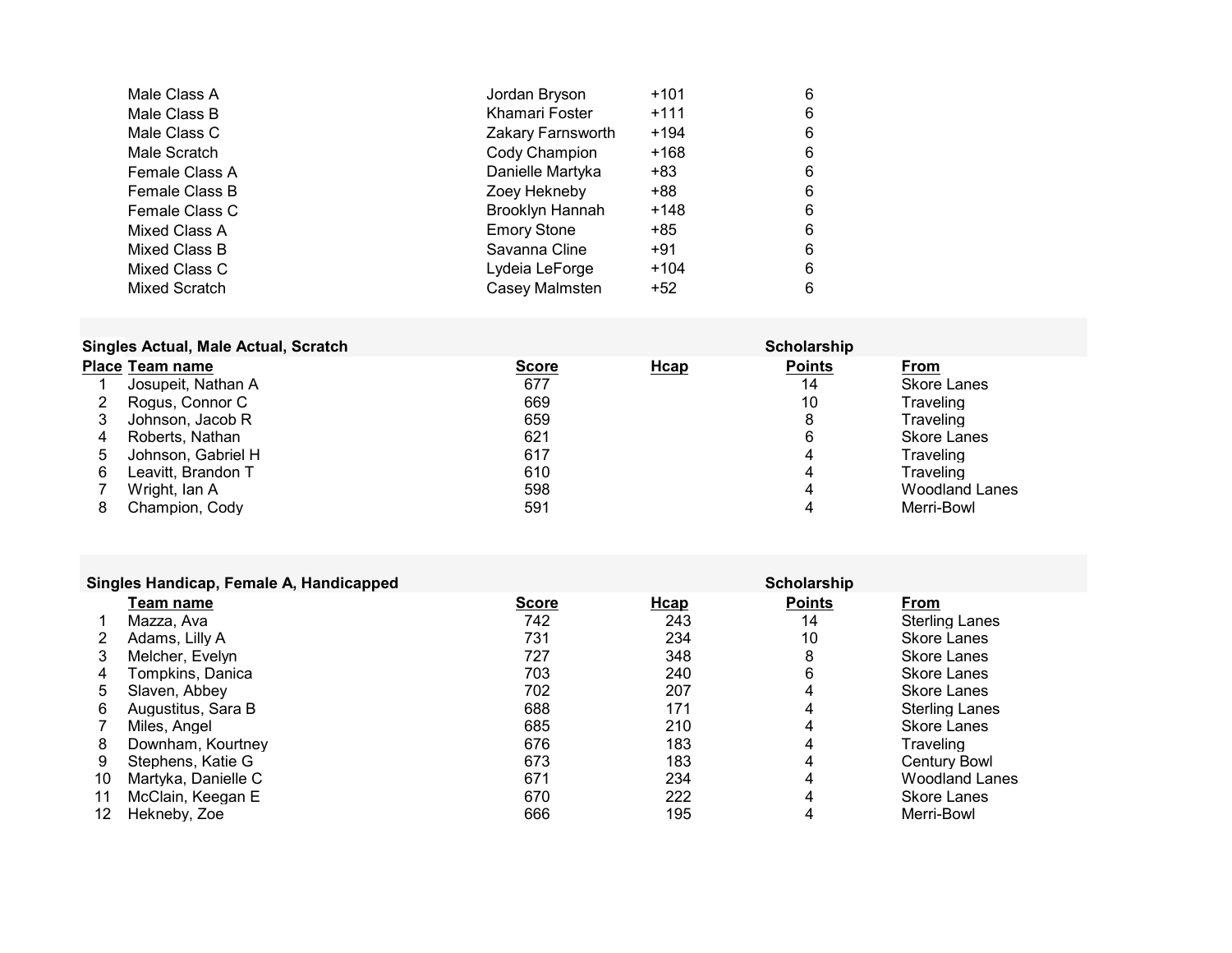| | | | |
|---|---|---|---|
| Male Class A | Jordan Bryson | +101 | 6 |
| Male Class B | Khamari Foster | +111 | 6 |
| Male Class C | Zakary Farnsworth | +194 | 6 |
| Male Scratch | Cody Champion | +168 | 6 |
| Female Class A | Danielle Martyka | +83 | 6 |
| Female Class B | Zoey Hekneby | +88 | 6 |
| Female Class C | Brooklyn Hannah | +148 | 6 |
| Mixed Class A | Emory Stone | +85 | 6 |
| Mixed Class B | Savanna Cline | +91 | 6 |
| Mixed Class C | Lydeia LeForge | +104 | 6 |
| Mixed Scratch | Casey Malmsten | +52 | 6 |

**Singles Actual, Male Actual, Scratch**

| Place | Team name | Score | Hcap | Scholarship Points | From |
|---|---|---|---|---|---|
| 1 | Josupeit, Nathan A | 677 | | 14 | Skore Lanes |
| 2 | Rogus, Connor C | 669 | | 10 | Traveling |
| 3 | Johnson, Jacob R | 659 | | 8 | Traveling |
| 4 | Roberts, Nathan | 621 | | 6 | Skore Lanes |
| 5 | Johnson, Gabriel H | 617 | | 4 | Traveling |
| 6 | Leavitt, Brandon T | 610 | | 4 | Traveling |
| 7 | Wright, Ian A | 598 | | 4 | Woodland Lanes |
| 8 | Champion, Cody | 591 | | 4 | Merri-Bowl |

**Singles Handicap, Female A, Handicapped**

| | Team name | Score | Hcap | Scholarship Points | From |
|---|---|---|---|---|---|
| 1 | Mazza, Ava | 742 | 243 | 14 | Sterling Lanes |
| 2 | Adams, Lilly A | 731 | 234 | 10 | Skore Lanes |
| 3 | Melcher, Evelyn | 727 | 348 | 8 | Skore Lanes |
| 4 | Tompkins, Danica | 703 | 240 | 6 | Skore Lanes |
| 5 | Slaven, Abbey | 702 | 207 | 4 | Skore Lanes |
| 6 | Augustitus, Sara B | 688 | 171 | 4 | Sterling Lanes |
| 7 | Miles, Angel | 685 | 210 | 4 | Skore Lanes |
| 8 | Downham, Kourtney | 676 | 183 | 4 | Traveling |
| 9 | Stephens, Katie G | 673 | 183 | 4 | Century Bowl |
| 10 | Martyka, Danielle C | 671 | 234 | 4 | Woodland Lanes |
| 11 | McClain, Keegan E | 670 | 222 | 4 | Skore Lanes |
| 12 | Hekneby, Zoe | 666 | 195 | 4 | Merri-Bowl |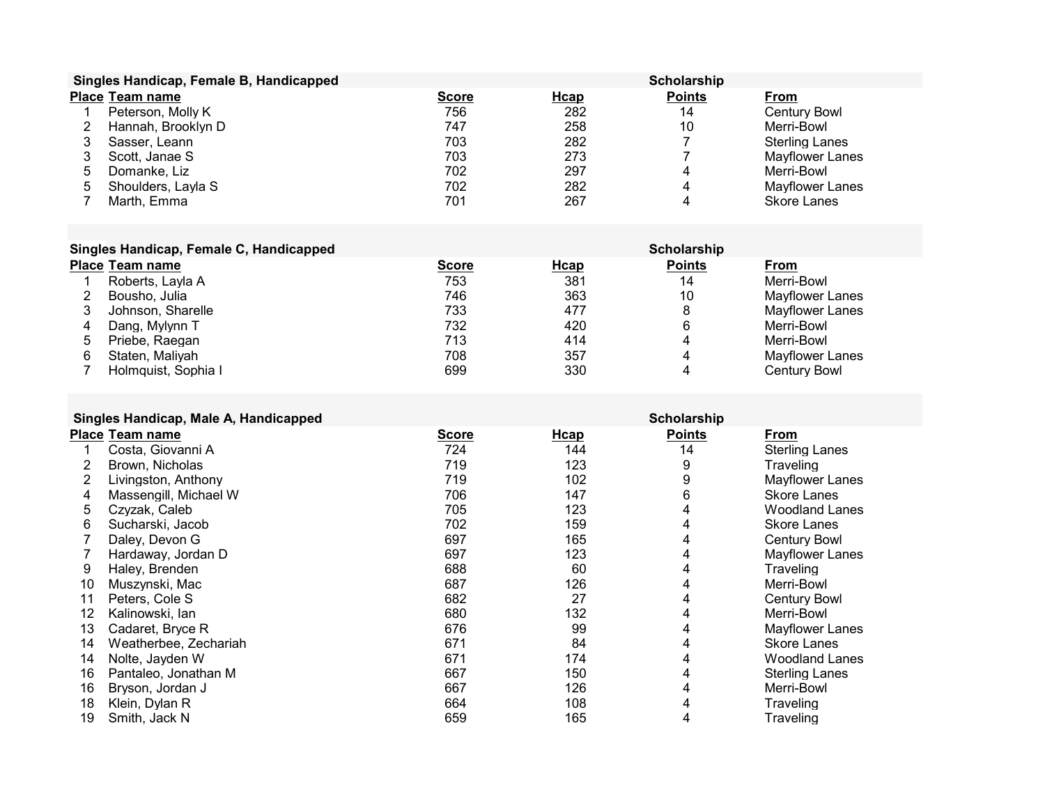| Singles Handicap, Female B, Handicapped | | | | Scholarship | |
|---|---|---|---|---|---|
| **Place** | **Team name** | **Score** | **Hcap** | **Points** | **From** |
| 1 | Peterson, Molly K | 756 | 282 | 14 | Century Bowl |
| 2 | Hannah, Brooklyn D | 747 | 258 | 10 | Merri-Bowl |
| 3 | Sasser, Leann | 703 | 282 | 7 | Sterling Lanes |
| 3 | Scott, Janae S | 703 | 273 | 7 | Mayflower Lanes |
| 5 | Domanke, Liz | 702 | 297 | 4 | Merri-Bowl |
| 5 | Shoulders, Layla S | 702 | 282 | 4 | Mayflower Lanes |
| 7 | Marth, Emma | 701 | 267 | 4 | Skore Lanes |

| Singles Handicap, Female C, Handicapped | | | | Scholarship | |
|---|---|---|---|---|---|
| **Place** | **Team name** | **Score** | **Hcap** | **Points** | **From** |
| 1 | Roberts, Layla A | 753 | 381 | 14 | Merri-Bowl |
| 2 | Bousho, Julia | 746 | 363 | 10 | Mayflower Lanes |
| 3 | Johnson, Sharelle | 733 | 477 | 8 | Mayflower Lanes |
| 4 | Dang, Mylynn T | 732 | 420 | 6 | Merri-Bowl |
| 5 | Priebe, Raegan | 713 | 414 | 4 | Merri-Bowl |
| 6 | Staten, Maliyah | 708 | 357 | 4 | Mayflower Lanes |
| 7 | Holmquist, Sophia I | 699 | 330 | 4 | Century Bowl |

| Singles Handicap, Male A, Handicapped | | | | Scholarship | |
|---|---|---|---|---|---|
| **Place** | **Team name** | **Score** | **Hcap** | **Points** | **From** |
| 1 | Costa, Giovanni A | 724 | 144 | 14 | Sterling Lanes |
| 2 | Brown, Nicholas | 719 | 123 | 9 | Traveling |
| 2 | Livingston, Anthony | 719 | 102 | 9 | Mayflower Lanes |
| 4 | Massengill, Michael W | 706 | 147 | 6 | Skore Lanes |
| 5 | Czyzak, Caleb | 705 | 123 | 4 | Woodland Lanes |
| 6 | Sucharski, Jacob | 702 | 159 | 4 | Skore Lanes |
| 7 | Daley, Devon G | 697 | 165 | 4 | Century Bowl |
| 7 | Hardaway, Jordan D | 697 | 123 | 4 | Mayflower Lanes |
| 9 | Haley, Brenden | 688 | 60 | 4 | Traveling |
| 10 | Muszynski, Mac | 687 | 126 | 4 | Merri-Bowl |
| 11 | Peters, Cole S | 682 | 27 | 4 | Century Bowl |
| 12 | Kalinowski, Ian | 680 | 132 | 4 | Merri-Bowl |
| 13 | Cadaret, Bryce R | 676 | 99 | 4 | Mayflower Lanes |
| 14 | Weatherbee, Zechariah | 671 | 84 | 4 | Skore Lanes |
| 14 | Nolte, Jayden W | 671 | 174 | 4 | Woodland Lanes |
| 16 | Pantaleo, Jonathan M | 667 | 150 | 4 | Sterling Lanes |
| 16 | Bryson, Jordan J | 667 | 126 | 4 | Merri-Bowl |
| 18 | Klein, Dylan R | 664 | 108 | 4 | Traveling |
| 19 | Smith, Jack N | 659 | 165 | 4 | Traveling |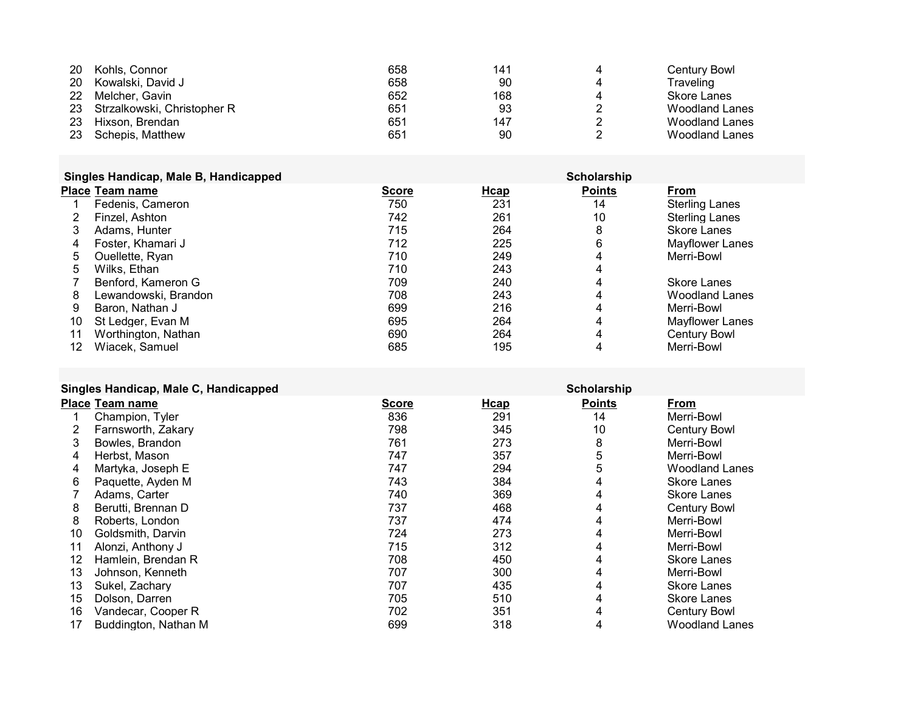| Place | Team name | Score | Hcap | Points | From |
|---|---|---|---|---|---|
| 20 | Kohls, Connor | 658 | 141 | 4 | Century Bowl |
| 20 | Kowalski, David J | 658 | 90 | 4 | Traveling |
| 22 | Melcher, Gavin | 652 | 168 | 4 | Skore Lanes |
| 23 | Strzalkowski, Christopher R | 651 | 93 | 2 | Woodland Lanes |
| 23 | Hixson, Brendan | 651 | 147 | 2 | Woodland Lanes |
| 23 | Schepis, Matthew | 651 | 90 | 2 | Woodland Lanes |

**Singles Handicap, Male B, Handicapped**

| Place | Team name | Score | Hcap | Scholarship Points | From |
|---|---|---|---|---|---|
| 1 | Fedenis, Cameron | 750 | 231 | 14 | Sterling Lanes |
| 2 | Finzel, Ashton | 742 | 261 | 10 | Sterling Lanes |
| 3 | Adams, Hunter | 715 | 264 | 8 | Skore Lanes |
| 4 | Foster, Khamari J | 712 | 225 | 6 | Mayflower Lanes |
| 5 | Ouellette, Ryan | 710 | 249 | 4 | Merri-Bowl |
| 5 | Wilks, Ethan | 710 | 243 | 4 | |
| 7 | Benford, Kameron G | 709 | 240 | 4 | Skore Lanes |
| 8 | Lewandowski, Brandon | 708 | 243 | 4 | Woodland Lanes |
| 9 | Baron, Nathan J | 699 | 216 | 4 | Merri-Bowl |
| 10 | St Ledger, Evan M | 695 | 264 | 4 | Mayflower Lanes |
| 11 | Worthington, Nathan | 690 | 264 | 4 | Century Bowl |
| 12 | Wiacek, Samuel | 685 | 195 | 4 | Merri-Bowl |

**Singles Handicap, Male C, Handicapped**

| Place | Team name | Score | Hcap | Scholarship Points | From |
|---|---|---|---|---|---|
| 1 | Champion, Tyler | 836 | 291 | 14 | Merri-Bowl |
| 2 | Farnsworth, Zakary | 798 | 345 | 10 | Century Bowl |
| 3 | Bowles, Brandon | 761 | 273 | 8 | Merri-Bowl |
| 4 | Herbst, Mason | 747 | 357 | 5 | Merri-Bowl |
| 4 | Martyka, Joseph E | 747 | 294 | 5 | Woodland Lanes |
| 6 | Paquette, Ayden M | 743 | 384 | 4 | Skore Lanes |
| 7 | Adams, Carter | 740 | 369 | 4 | Skore Lanes |
| 8 | Berutti, Brennan D | 737 | 468 | 4 | Century Bowl |
| 8 | Roberts, London | 737 | 474 | 4 | Merri-Bowl |
| 10 | Goldsmith, Darvin | 724 | 273 | 4 | Merri-Bowl |
| 11 | Alonzi, Anthony J | 715 | 312 | 4 | Merri-Bowl |
| 12 | Hamlein, Brendan R | 708 | 450 | 4 | Skore Lanes |
| 13 | Johnson, Kenneth | 707 | 300 | 4 | Merri-Bowl |
| 13 | Sukel, Zachary | 707 | 435 | 4 | Skore Lanes |
| 15 | Dolson, Darren | 705 | 510 | 4 | Skore Lanes |
| 16 | Vandecar, Cooper R | 702 | 351 | 4 | Century Bowl |
| 17 | Buddington, Nathan M | 699 | 318 | 4 | Woodland Lanes |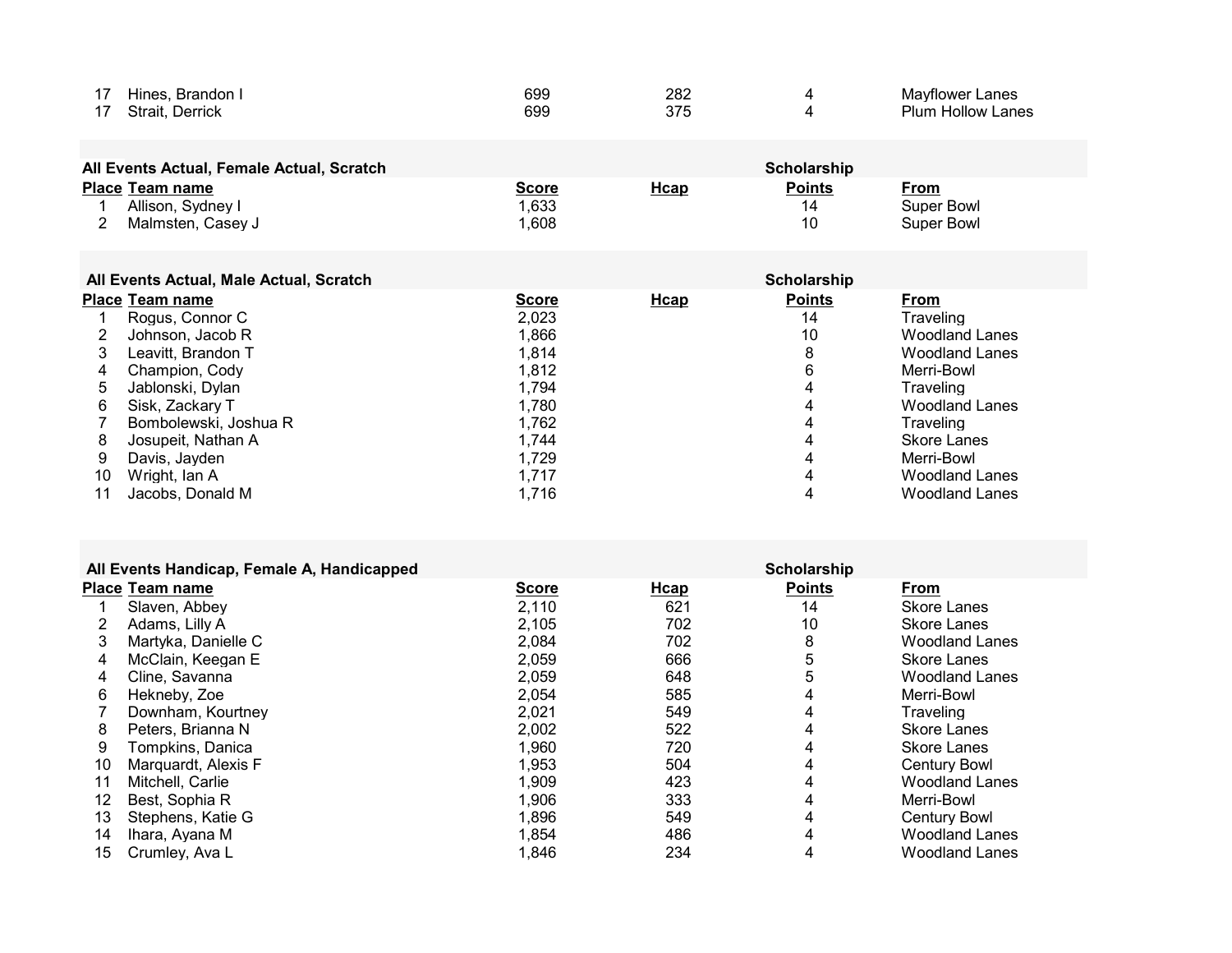| Place | Team name | Score | Hcap | Points | From |
|---|---|---|---|---|---|
| 17 | Hines, Brandon I | 699 | 282 | 4 | Mayflower Lanes |
| 17 | Strait, Derrick | 699 | 375 | 4 | Plum Hollow Lanes |

### All Events Actual, Female Actual, Scratch

| Place | Team name | Score | Hcap | Scholarship Points | From |
|---|---|---|---|---|---|
| 1 | Allison, Sydney I | 1,633 | | 14 | Super Bowl |
| 2 | Malmsten, Casey J | 1,608 | | 10 | Super Bowl |

### All Events Actual, Male Actual, Scratch

| Place | Team name | Score | Hcap | Scholarship Points | From |
|---|---|---|---|---|---|
| 1 | Rogus, Connor C | 2,023 | | 14 | Traveling |
| 2 | Johnson, Jacob R | 1,866 | | 10 | Woodland Lanes |
| 3 | Leavitt, Brandon T | 1,814 | | 8 | Woodland Lanes |
| 4 | Champion, Cody | 1,812 | | 6 | Merri-Bowl |
| 5 | Jablonski, Dylan | 1,794 | | 4 | Traveling |
| 6 | Sisk, Zackary T | 1,780 | | 4 | Woodland Lanes |
| 7 | Bombolewski, Joshua R | 1,762 | | 4 | Traveling |
| 8 | Josupeit, Nathan A | 1,744 | | 4 | Skore Lanes |
| 9 | Davis, Jayden | 1,729 | | 4 | Merri-Bowl |
| 10 | Wright, Ian A | 1,717 | | 4 | Woodland Lanes |
| 11 | Jacobs, Donald M | 1,716 | | 4 | Woodland Lanes |

### All Events Handicap, Female A, Handicapped

| Place | Team name | Score | Hcap | Scholarship Points | From |
|---|---|---|---|---|---|
| 1 | Slaven, Abbey | 2,110 | 621 | 14 | Skore Lanes |
| 2 | Adams, Lilly A | 2,105 | 702 | 10 | Skore Lanes |
| 3 | Martyka, Danielle C | 2,084 | 702 | 8 | Woodland Lanes |
| 4 | McClain, Keegan E | 2,059 | 666 | 5 | Skore Lanes |
| 4 | Cline, Savanna | 2,059 | 648 | 5 | Woodland Lanes |
| 6 | Hekneby, Zoe | 2,054 | 585 | 4 | Merri-Bowl |
| 7 | Downham, Kourtney | 2,021 | 549 | 4 | Traveling |
| 8 | Peters, Brianna N | 2,002 | 522 | 4 | Skore Lanes |
| 9 | Tompkins, Danica | 1,960 | 720 | 4 | Skore Lanes |
| 10 | Marquardt, Alexis F | 1,953 | 504 | 4 | Century Bowl |
| 11 | Mitchell, Carlie | 1,909 | 423 | 4 | Woodland Lanes |
| 12 | Best, Sophia R | 1,906 | 333 | 4 | Merri-Bowl |
| 13 | Stephens, Katie G | 1,896 | 549 | 4 | Century Bowl |
| 14 | Ihara, Ayana M | 1,854 | 486 | 4 | Woodland Lanes |
| 15 | Crumley, Ava L | 1,846 | 234 | 4 | Woodland Lanes |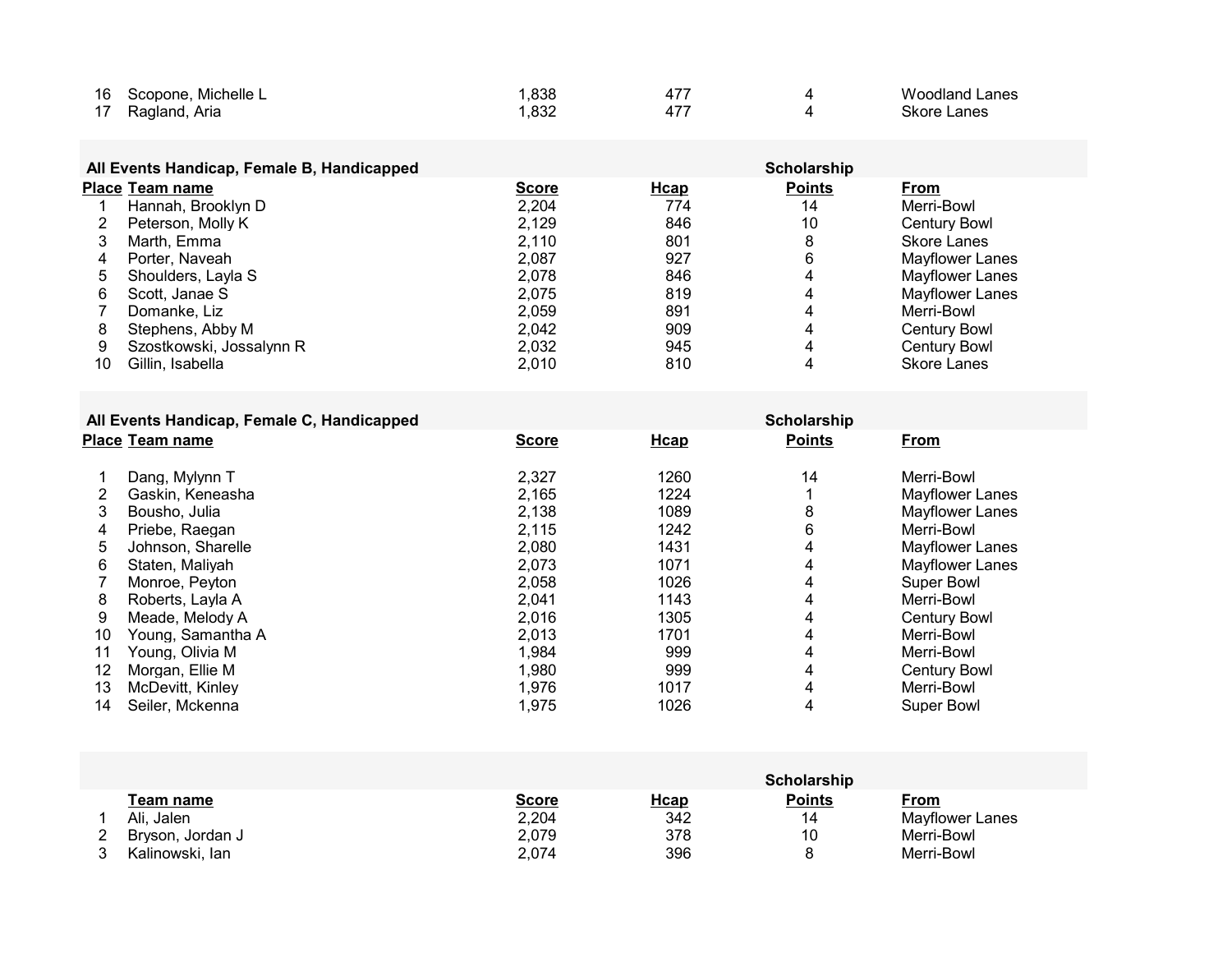| Place | Team name | Score | Hcap | Scholarship Points | From |
|---|---|---|---|---|---|
| 16 | Scopone, Michelle L | 1,838 | 477 | 4 | Woodland Lanes |
| 17 | Ragland, Aria | 1,832 | 477 | 4 | Skore Lanes |

**All Events Handicap, Female B, Handicapped**

| Place | Team name | Score | Hcap | Scholarship Points | From |
|---|---|---|---|---|---|
| 1 | Hannah, Brooklyn D | 2,204 | 774 | 14 | Merri-Bowl |
| 2 | Peterson, Molly K | 2,129 | 846 | 10 | Century Bowl |
| 3 | Marth, Emma | 2,110 | 801 | 8 | Skore Lanes |
| 4 | Porter, Naveah | 2,087 | 927 | 6 | Mayflower Lanes |
| 5 | Shoulders, Layla S | 2,078 | 846 | 4 | Mayflower Lanes |
| 6 | Scott, Janae S | 2,075 | 819 | 4 | Mayflower Lanes |
| 7 | Domanke, Liz | 2,059 | 891 | 4 | Merri-Bowl |
| 8 | Stephens, Abby M | 2,042 | 909 | 4 | Century Bowl |
| 9 | Szostkowski, Jossalynn R | 2,032 | 945 | 4 | Century Bowl |
| 10 | Gillin, Isabella | 2,010 | 810 | 4 | Skore Lanes |

**All Events Handicap, Female C, Handicapped**

| Place | Team name | Score | Hcap | Scholarship Points | From |
|---|---|---|---|---|---|
| 1 | Dang, Mylynn T | 2,327 | 1260 | 14 | Merri-Bowl |
| 2 | Gaskin, Keneasha | 2,165 | 1224 | 1 | Mayflower Lanes |
| 3 | Bousho, Julia | 2,138 | 1089 | 8 | Mayflower Lanes |
| 4 | Priebe, Raegan | 2,115 | 1242 | 6 | Merri-Bowl |
| 5 | Johnson, Sharelle | 2,080 | 1431 | 4 | Mayflower Lanes |
| 6 | Staten, Maliyah | 2,073 | 1071 | 4 | Mayflower Lanes |
| 7 | Monroe, Peyton | 2,058 | 1026 | 4 | Super Bowl |
| 8 | Roberts, Layla A | 2,041 | 1143 | 4 | Merri-Bowl |
| 9 | Meade, Melody A | 2,016 | 1305 | 4 | Century Bowl |
| 10 | Young, Samantha A | 2,013 | 1701 | 4 | Merri-Bowl |
| 11 | Young, Olivia M | 1,984 | 999 | 4 | Merri-Bowl |
| 12 | Morgan, Ellie M | 1,980 | 999 | 4 | Century Bowl |
| 13 | McDevitt, Kinley | 1,976 | 1017 | 4 | Merri-Bowl |
| 14 | Seiler, Mckenna | 1,975 | 1026 | 4 | Super Bowl |

| | Team name | Score | Hcap | Scholarship Points | From |
|---|---|---|---|---|---|
| 1 | Ali, Jalen | 2,204 | 342 | 14 | Mayflower Lanes |
| 2 | Bryson, Jordan J | 2,079 | 378 | 10 | Merri-Bowl |
| 3 | Kalinowski, Ian | 2,074 | 396 | 8 | Merri-Bowl |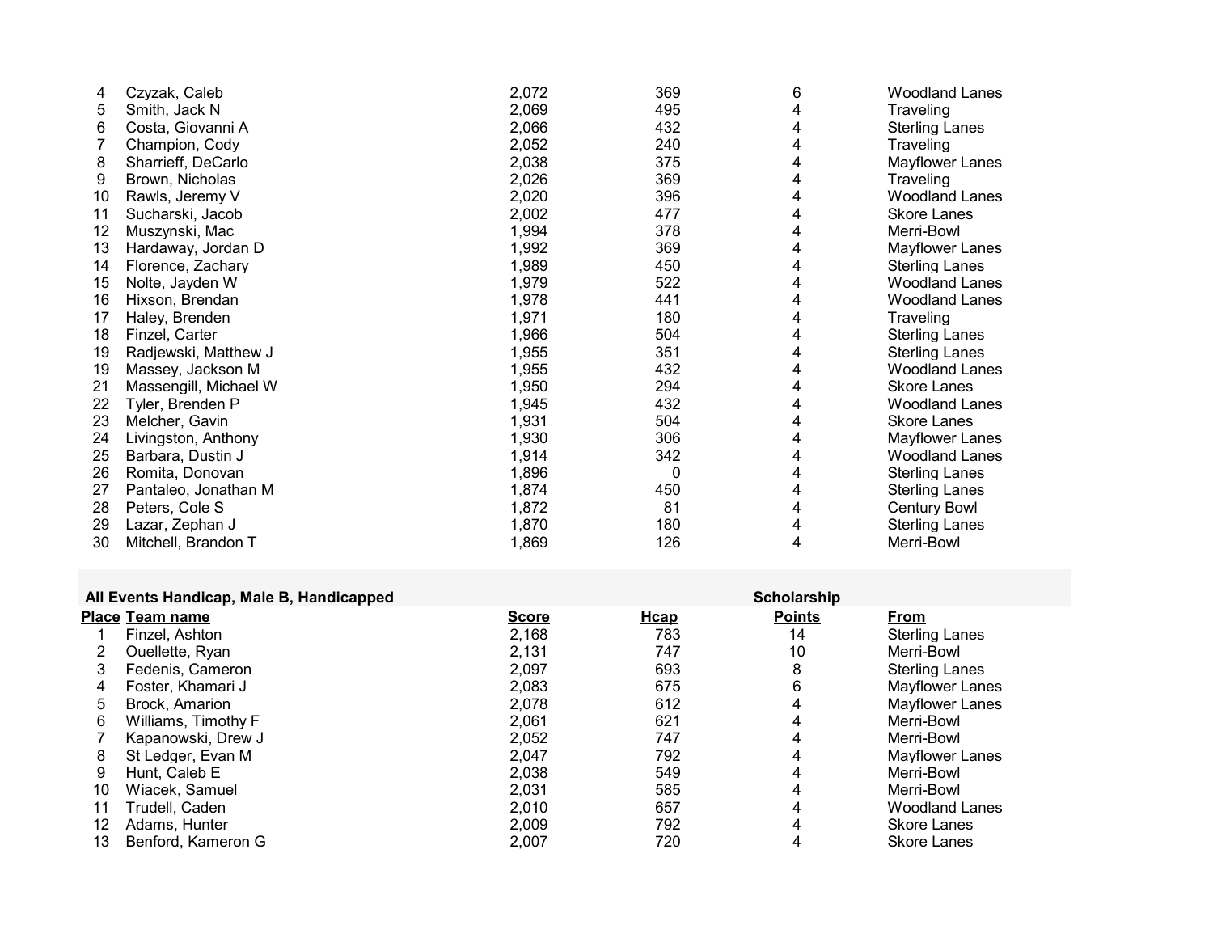| Place | Team name | Score | Hcap | Points | From |
|---|---|---|---|---|---|
| 4 | Czyzak, Caleb | 2,072 | 369 | 6 | Woodland Lanes |
| 5 | Smith, Jack N | 2,069 | 495 | 4 | Traveling |
| 6 | Costa, Giovanni A | 2,066 | 432 | 4 | Sterling Lanes |
| 7 | Champion, Cody | 2,052 | 240 | 4 | Traveling |
| 8 | Sharrieff, DeCarlo | 2,038 | 375 | 4 | Mayflower Lanes |
| 9 | Brown, Nicholas | 2,026 | 369 | 4 | Traveling |
| 10 | Rawls, Jeremy V | 2,020 | 396 | 4 | Woodland Lanes |
| 11 | Sucharski, Jacob | 2,002 | 477 | 4 | Skore Lanes |
| 12 | Muszynski, Mac | 1,994 | 378 | 4 | Merri-Bowl |
| 13 | Hardaway, Jordan D | 1,992 | 369 | 4 | Mayflower Lanes |
| 14 | Florence, Zachary | 1,989 | 450 | 4 | Sterling Lanes |
| 15 | Nolte, Jayden W | 1,979 | 522 | 4 | Woodland Lanes |
| 16 | Hixson, Brendan | 1,978 | 441 | 4 | Woodland Lanes |
| 17 | Haley, Brenden | 1,971 | 180 | 4 | Traveling |
| 18 | Finzel, Carter | 1,966 | 504 | 4 | Sterling Lanes |
| 19 | Radjewski, Matthew J | 1,955 | 351 | 4 | Sterling Lanes |
| 19 | Massey, Jackson M | 1,955 | 432 | 4 | Woodland Lanes |
| 21 | Massengill, Michael W | 1,950 | 294 | 4 | Skore Lanes |
| 22 | Tyler, Brenden P | 1,945 | 432 | 4 | Woodland Lanes |
| 23 | Melcher, Gavin | 1,931 | 504 | 4 | Skore Lanes |
| 24 | Livingston, Anthony | 1,930 | 306 | 4 | Mayflower Lanes |
| 25 | Barbara, Dustin J | 1,914 | 342 | 4 | Woodland Lanes |
| 26 | Romita, Donovan | 1,896 | 0 | 4 | Sterling Lanes |
| 27 | Pantaleo, Jonathan M | 1,874 | 450 | 4 | Sterling Lanes |
| 28 | Peters, Cole S | 1,872 | 81 | 4 | Century Bowl |
| 29 | Lazar, Zephan J | 1,870 | 180 | 4 | Sterling Lanes |
| 30 | Mitchell, Brandon T | 1,869 | 126 | 4 | Merri-Bowl |

**All Events Handicap, Male B, Handicapped**

| Place | Team name | Score | Hcap | Scholarship Points | From |
|---|---|---|---|---|---|
| 1 | Finzel, Ashton | 2,168 | 783 | 14 | Sterling Lanes |
| 2 | Ouellette, Ryan | 2,131 | 747 | 10 | Merri-Bowl |
| 3 | Fedenis, Cameron | 2,097 | 693 | 8 | Sterling Lanes |
| 4 | Foster, Khamari J | 2,083 | 675 | 6 | Mayflower Lanes |
| 5 | Brock, Amarion | 2,078 | 612 | 4 | Mayflower Lanes |
| 6 | Williams, Timothy F | 2,061 | 621 | 4 | Merri-Bowl |
| 7 | Kapanowski, Drew J | 2,052 | 747 | 4 | Merri-Bowl |
| 8 | St Ledger, Evan M | 2,047 | 792 | 4 | Mayflower Lanes |
| 9 | Hunt, Caleb E | 2,038 | 549 | 4 | Merri-Bowl |
| 10 | Wiacek, Samuel | 2,031 | 585 | 4 | Merri-Bowl |
| 11 | Trudell, Caden | 2,010 | 657 | 4 | Woodland Lanes |
| 12 | Adams, Hunter | 2,009 | 792 | 4 | Skore Lanes |
| 13 | Benford, Kameron G | 2,007 | 720 | 4 | Skore Lanes |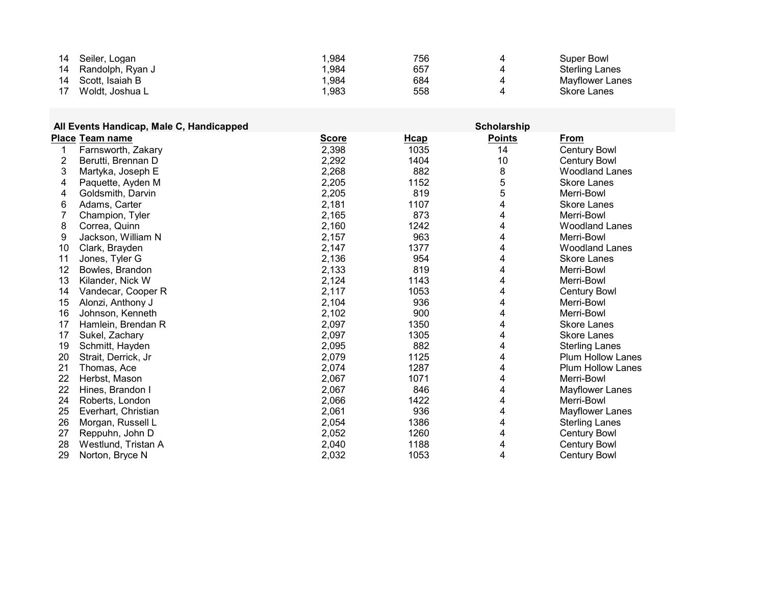| | | | | |
|---|---|---|---|---|
| 14 | Seiler, Logan | 1,984 | 756 | 4 | Super Bowl |
| 14 | Randolph, Ryan J | 1,984 | 657 | 4 | Sterling Lanes |
| 14 | Scott, Isaiah B | 1,984 | 684 | 4 | Mayflower Lanes |
| 17 | Woldt, Joshua L | 1,983 | 558 | 4 | Skore Lanes |

**All Events Handicap, Male C, Handicapped**

| Place | Team name | Score | Hcap | Scholarship Points | From |
|---|---|---|---|---|---|
| 1 | Farnsworth, Zakary | 2,398 | 1035 | 14 | Century Bowl |
| 2 | Berutti, Brennan D | 2,292 | 1404 | 10 | Century Bowl |
| 3 | Martyka, Joseph E | 2,268 | 882 | 8 | Woodland Lanes |
| 4 | Paquette, Ayden M | 2,205 | 1152 | 5 | Skore Lanes |
| 4 | Goldsmith, Darvin | 2,205 | 819 | 5 | Merri-Bowl |
| 6 | Adams, Carter | 2,181 | 1107 | 4 | Skore Lanes |
| 7 | Champion, Tyler | 2,165 | 873 | 4 | Merri-Bowl |
| 8 | Correa, Quinn | 2,160 | 1242 | 4 | Woodland Lanes |
| 9 | Jackson, William N | 2,157 | 963 | 4 | Merri-Bowl |
| 10 | Clark, Brayden | 2,147 | 1377 | 4 | Woodland Lanes |
| 11 | Jones, Tyler G | 2,136 | 954 | 4 | Skore Lanes |
| 12 | Bowles, Brandon | 2,133 | 819 | 4 | Merri-Bowl |
| 13 | Kilander, Nick W | 2,124 | 1143 | 4 | Merri-Bowl |
| 14 | Vandecar, Cooper R | 2,117 | 1053 | 4 | Century Bowl |
| 15 | Alonzi, Anthony J | 2,104 | 936 | 4 | Merri-Bowl |
| 16 | Johnson, Kenneth | 2,102 | 900 | 4 | Merri-Bowl |
| 17 | Hamlein, Brendan R | 2,097 | 1350 | 4 | Skore Lanes |
| 17 | Sukel, Zachary | 2,097 | 1305 | 4 | Skore Lanes |
| 19 | Schmitt, Hayden | 2,095 | 882 | 4 | Sterling Lanes |
| 20 | Strait, Derrick, Jr | 2,079 | 1125 | 4 | Plum Hollow Lanes |
| 21 | Thomas, Ace | 2,074 | 1287 | 4 | Plum Hollow Lanes |
| 22 | Herbst, Mason | 2,067 | 1071 | 4 | Merri-Bowl |
| 22 | Hines, Brandon I | 2,067 | 846 | 4 | Mayflower Lanes |
| 24 | Roberts, London | 2,066 | 1422 | 4 | Merri-Bowl |
| 25 | Everhart, Christian | 2,061 | 936 | 4 | Mayflower Lanes |
| 26 | Morgan, Russell L | 2,054 | 1386 | 4 | Sterling Lanes |
| 27 | Reppuhn, John D | 2,052 | 1260 | 4 | Century Bowl |
| 28 | Westlund, Tristan A | 2,040 | 1188 | 4 | Century Bowl |
| 29 | Norton, Bryce N | 2,032 | 1053 | 4 | Century Bowl |